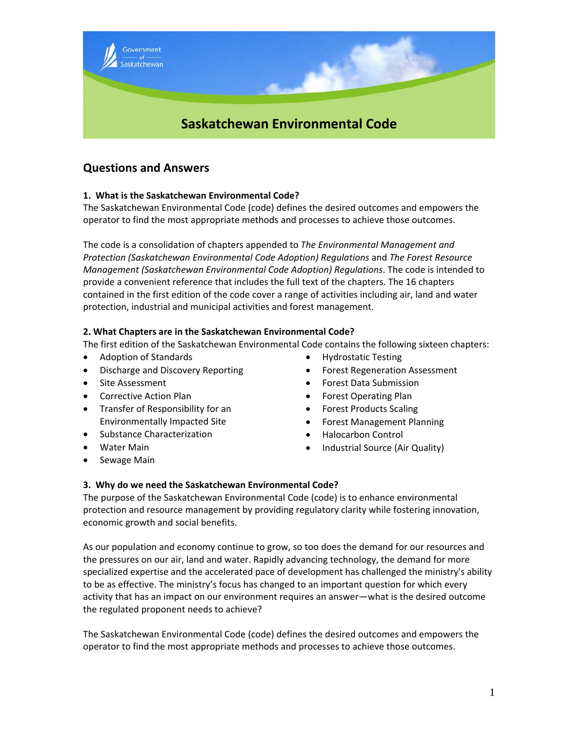# Saskatchewan Environmental Code

## Questions and Answers

### 1. What is the Saskatchewan Environmental Code?

The Saskatchewan Environmental Code (code) defines the desired outcomes and empowers the operator to find the most appropriate methods and processes to achieve those outcomes.

The code is a consolidation of chapters appended to *The Environmental Management and Protection (Saskatchewan Environmental Code Adoption) Regulations* and *The Forest Resource Management (Saskatchewan Environmental Code Adoption) Regulations*. The code is intended to provide a convenient reference that includes the full text of the chapters. The 16 chapters contained in the first edition of the code cover a range of activities including air, land and water protection, industrial and municipal activities and forest management.

### 2. What Chapters are in the Saskatchewan Environmental Code?

The first edition of the Saskatchewan Environmental Code contains the following sixteen chapters:

- Adoption of Standards
- Discharge and Discovery Reporting
- Site Assessment
- Corrective Action Plan
- Transfer of Responsibility for an Environmentally Impacted Site
- Substance Characterization
- Water Main
- Sewage Main
- Hydrostatic Testing
- Forest Regeneration Assessment
- Forest Data Submission
- Forest Operating Plan
- Forest Products Scaling
- Forest Management Planning
- Halocarbon Control
- Industrial Source (Air Quality)

### 3. Why do we need the Saskatchewan Environmental Code?

The purpose of the Saskatchewan Environmental Code (code) is to enhance environmental protection and resource management by providing regulatory clarity while fostering innovation, economic growth and social benefits.

As our population and economy continue to grow, so too does the demand for our resources and the pressures on our air, land and water. Rapidly advancing technology, the demand for more specialized expertise and the accelerated pace of development has challenged the ministry's ability to be as effective. The ministry's focus has changed to an important question for which every activity that has an impact on our environment requires an answer—what is the desired outcome the regulated proponent needs to achieve?

The Saskatchewan Environmental Code (code) defines the desired outcomes and empowers the operator to find the most appropriate methods and processes to achieve those outcomes.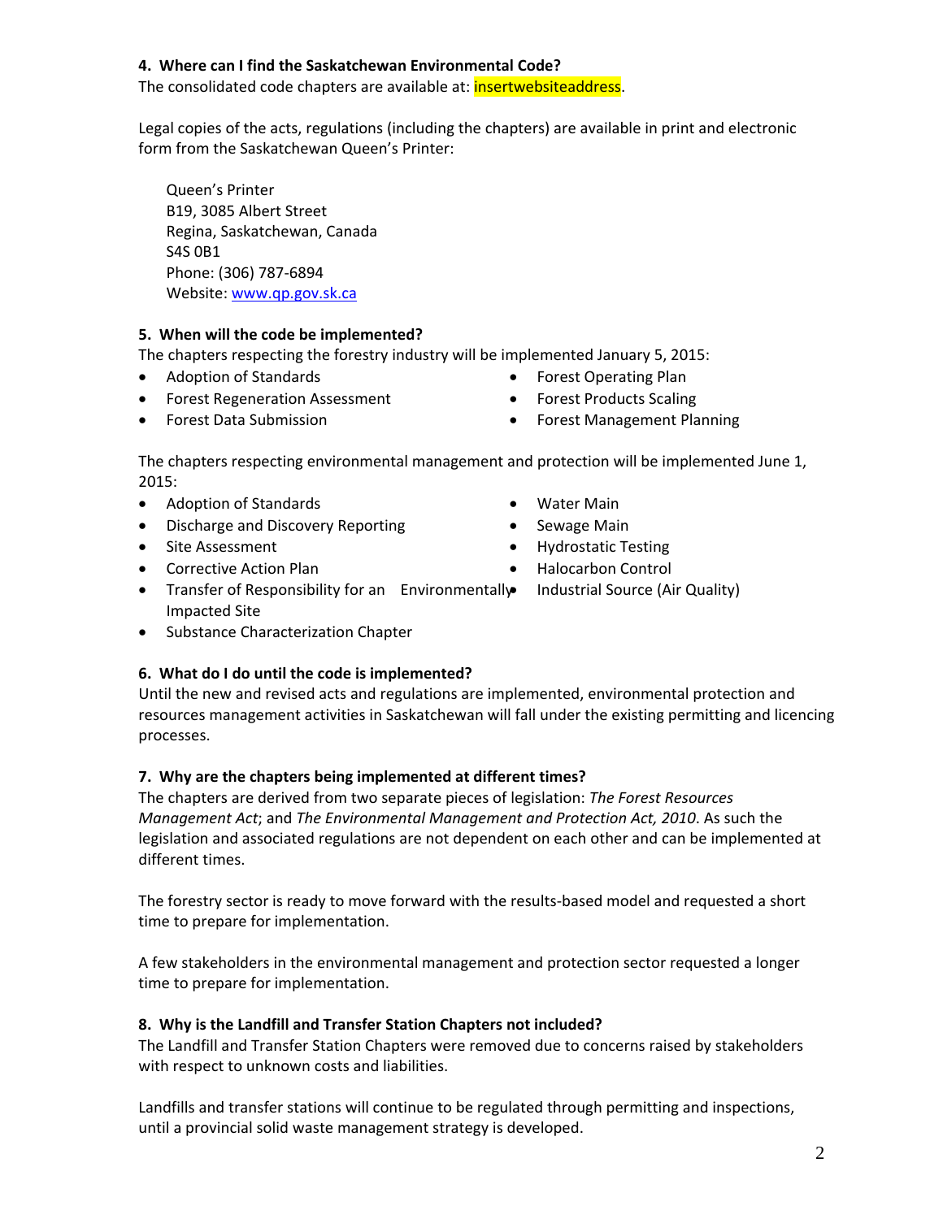**4. Where can I find the Saskatchewan Environmental Code?**

The consolidated code chapters are available at: insertwebsiteaddress.

Legal copies of the acts, regulations (including the chapters) are available in print and electronic form from the Saskatchewan Queen's Printer:

Queen's Printer
B19, 3085 Albert Street
Regina, Saskatchewan, Canada
S4S 0B1
Phone: (306) 787-6894
Website: www.qp.gov.sk.ca

**5. When will the code be implemented?**

The chapters respecting the forestry industry will be implemented January 5, 2015:

- Adoption of Standards
- Forest Regeneration Assessment
- Forest Data Submission
- Forest Operating Plan
- Forest Products Scaling
- Forest Management Planning

The chapters respecting environmental management and protection will be implemented June 1, 2015:

- Adoption of Standards
- Discharge and Discovery Reporting
- Site Assessment
- Corrective Action Plan
- Transfer of Responsibility for an Environmentally Impacted Site
- Substance Characterization Chapter
- Water Main
- Sewage Main
- Hydrostatic Testing
- Halocarbon Control
- Industrial Source (Air Quality)

**6. What do I do until the code is implemented?**

Until the new and revised acts and regulations are implemented, environmental protection and resources management activities in Saskatchewan will fall under the existing permitting and licencing processes.

**7. Why are the chapters being implemented at different times?**

The chapters are derived from two separate pieces of legislation: *The Forest Resources Management Act*; and *The Environmental Management and Protection Act, 2010*. As such the legislation and associated regulations are not dependent on each other and can be implemented at different times.

The forestry sector is ready to move forward with the results-based model and requested a short time to prepare for implementation.

A few stakeholders in the environmental management and protection sector requested a longer time to prepare for implementation.

**8. Why is the Landfill and Transfer Station Chapters not included?**

The Landfill and Transfer Station Chapters were removed due to concerns raised by stakeholders with respect to unknown costs and liabilities.

Landfills and transfer stations will continue to be regulated through permitting and inspections, until a provincial solid waste management strategy is developed.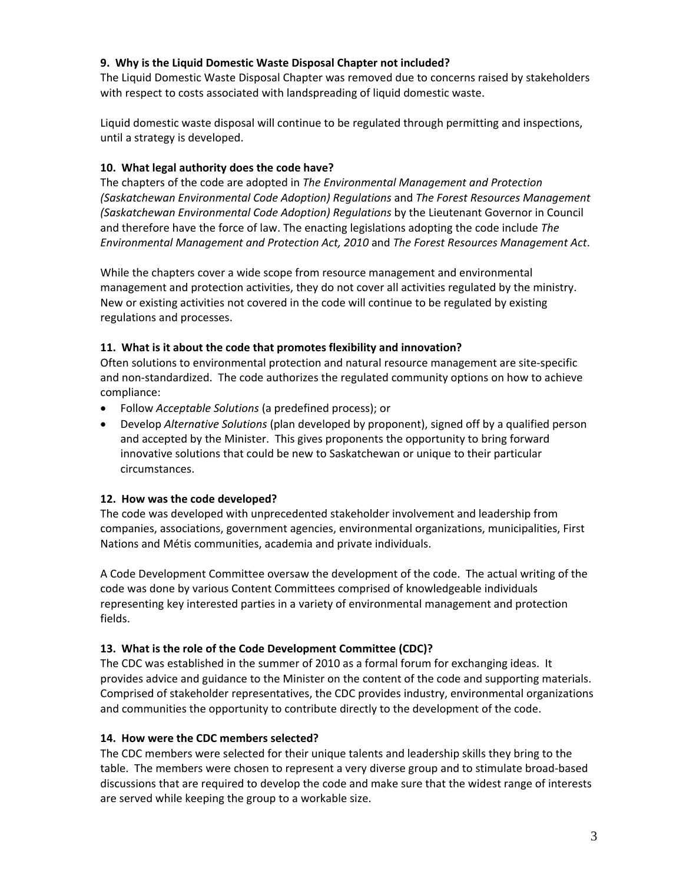**9. Why is the Liquid Domestic Waste Disposal Chapter not included?**

The Liquid Domestic Waste Disposal Chapter was removed due to concerns raised by stakeholders with respect to costs associated with landspreading of liquid domestic waste.

Liquid domestic waste disposal will continue to be regulated through permitting and inspections, until a strategy is developed.

**10. What legal authority does the code have?**

The chapters of the code are adopted in *The Environmental Management and Protection (Saskatchewan Environmental Code Adoption) Regulations* and *The Forest Resources Management (Saskatchewan Environmental Code Adoption) Regulations* by the Lieutenant Governor in Council and therefore have the force of law. The enacting legislations adopting the code include *The Environmental Management and Protection Act, 2010* and *The Forest Resources Management Act*.

While the chapters cover a wide scope from resource management and environmental management and protection activities, they do not cover all activities regulated by the ministry. New or existing activities not covered in the code will continue to be regulated by existing regulations and processes.

**11. What is it about the code that promotes flexibility and innovation?**

Often solutions to environmental protection and natural resource management are site-specific and non-standardized. The code authorizes the regulated community options on how to achieve compliance:

- Follow *Acceptable Solutions* (a predefined process); or
- Develop *Alternative Solutions* (plan developed by proponent), signed off by a qualified person and accepted by the Minister. This gives proponents the opportunity to bring forward innovative solutions that could be new to Saskatchewan or unique to their particular circumstances.

**12. How was the code developed?**

The code was developed with unprecedented stakeholder involvement and leadership from companies, associations, government agencies, environmental organizations, municipalities, First Nations and Métis communities, academia and private individuals.

A Code Development Committee oversaw the development of the code. The actual writing of the code was done by various Content Committees comprised of knowledgeable individuals representing key interested parties in a variety of environmental management and protection fields.

**13. What is the role of the Code Development Committee (CDC)?**

The CDC was established in the summer of 2010 as a formal forum for exchanging ideas. It provides advice and guidance to the Minister on the content of the code and supporting materials. Comprised of stakeholder representatives, the CDC provides industry, environmental organizations and communities the opportunity to contribute directly to the development of the code.

**14. How were the CDC members selected?**

The CDC members were selected for their unique talents and leadership skills they bring to the table. The members were chosen to represent a very diverse group and to stimulate broad-based discussions that are required to develop the code and make sure that the widest range of interests are served while keeping the group to a workable size.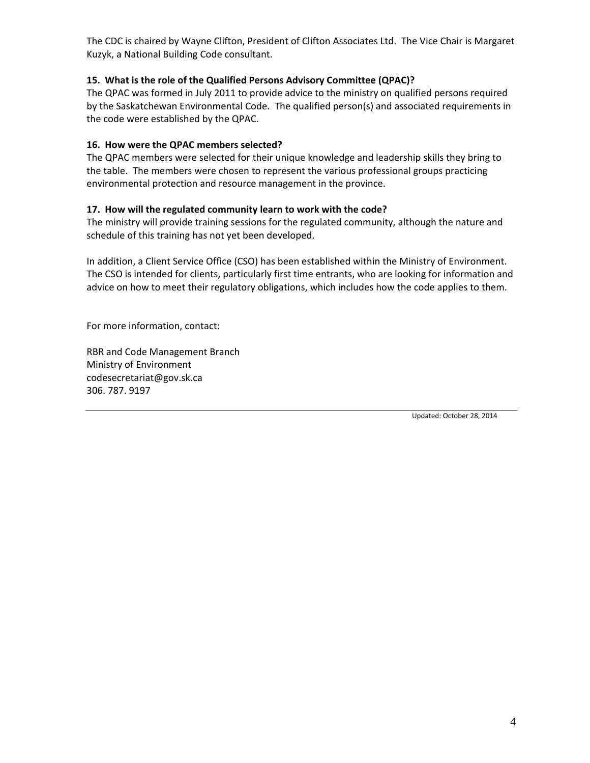The CDC is chaired by Wayne Clifton, President of Clifton Associates Ltd. The Vice Chair is Margaret Kuzyk, a National Building Code consultant.

**15. What is the role of the Qualified Persons Advisory Committee (QPAC)?**

The QPAC was formed in July 2011 to provide advice to the ministry on qualified persons required by the Saskatchewan Environmental Code. The qualified person(s) and associated requirements in the code were established by the QPAC.

**16. How were the QPAC members selected?**

The QPAC members were selected for their unique knowledge and leadership skills they bring to the table. The members were chosen to represent the various professional groups practicing environmental protection and resource management in the province.

**17. How will the regulated community learn to work with the code?**

The ministry will provide training sessions for the regulated community, although the nature and schedule of this training has not yet been developed.

In addition, a Client Service Office (CSO) has been established within the Ministry of Environment. The CSO is intended for clients, particularly first time entrants, who are looking for information and advice on how to meet their regulatory obligations, which includes how the code applies to them.

For more information, contact:

RBR and Code Management Branch
Ministry of Environment
codesecretariat@gov.sk.ca
306. 787. 9197

---

Updated: October 28, 2014